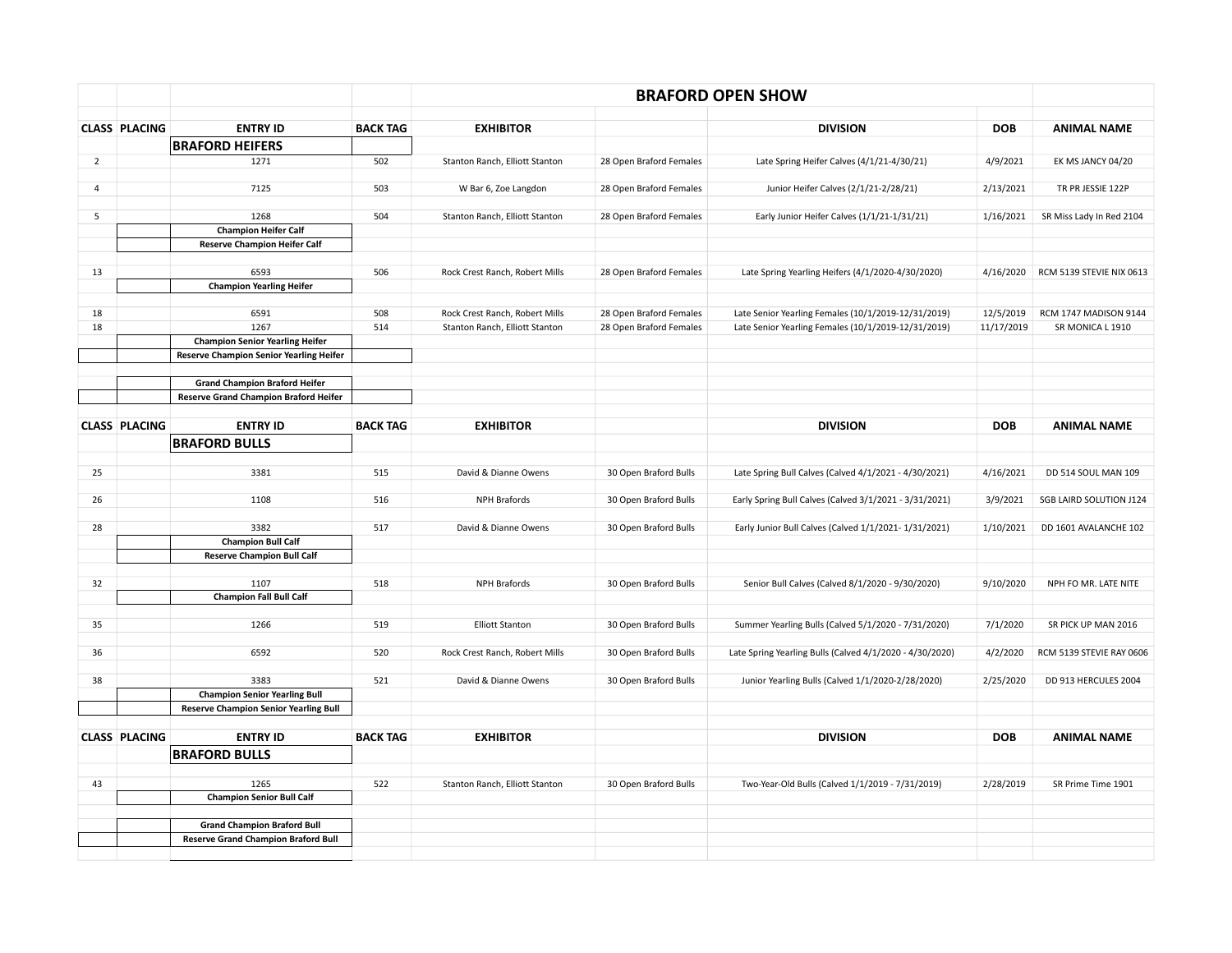# BRAFORD OPEN SHOW

| CLASS | PLACING | ENTRY ID | BACK TAG | EXHIBITOR | | DIVISION | DOB | ANIMAL NAME |
|---|---|---|---|---|---|---|---|---|
| | | **BRAFORD HEIFERS** | | | | | | |
| 2 | | 1271 | 502 | Stanton Ranch, Elliott Stanton | 28 Open Braford Females | Late Spring Heifer Calves (4/1/21-4/30/21) | 4/9/2021 | EK MS JANCY 04/20 |
| 4 | | 7125 | 503 | W Bar 6, Zoe Langdon | 28 Open Braford Females | Junior Heifer Calves (2/1/21-2/28/21) | 2/13/2021 | TR PR JESSIE 122P |
| 5 | | 1268 | 504 | Stanton Ranch, Elliott Stanton | 28 Open Braford Females | Early Junior Heifer Calves (1/1/21-1/31/21) | 1/16/2021 | SR Miss Lady In Red 2104 |
| | | **Champion Heifer Calf** | | | | | | |
| | | **Reserve Champion Heifer Calf** | | | | | | |
| 13 | | 6593 | 506 | Rock Crest Ranch, Robert Mills | 28 Open Braford Females | Late Spring Yearling Heifers (4/1/2020-4/30/2020) | 4/16/2020 | RCM 5139 STEVIE NIX 0613 |
| | | **Champion Yearling Heifer** | | | | | | |
| 18 | | 6591 | 508 | Rock Crest Ranch, Robert Mills | 28 Open Braford Females | Late Senior Yearling Females (10/1/2019-12/31/2019) | 12/5/2019 | RCM 1747 MADISON 9144 |
| 18 | | 1267 | 514 | Stanton Ranch, Elliott Stanton | 28 Open Braford Females | Late Senior Yearling Females (10/1/2019-12/31/2019) | 11/17/2019 | SR MONICA L 1910 |
| | | **Champion Senior Yearling Heifer** | | | | | | |
| | | **Reserve Champion Senior Yearling Heifer** | | | | | | |
| | | **Grand Champion Braford Heifer** | | | | | | |
| | | **Reserve Grand Champion Braford Heifer** | | | | | | |

| CLASS | PLACING | ENTRY ID | BACK TAG | EXHIBITOR | | DIVISION | DOB | ANIMAL NAME |
|---|---|---|---|---|---|---|---|---|
| | | **BRAFORD BULLS** | | | | | | |
| 25 | | 3381 | 515 | David & Dianne Owens | 30 Open Braford Bulls | Late Spring Bull Calves (Calved 4/1/2021 - 4/30/2021) | 4/16/2021 | DD 514 SOUL MAN 109 |
| 26 | | 1108 | 516 | NPH Brafords | 30 Open Braford Bulls | Early Spring Bull Calves (Calved 3/1/2021 - 3/31/2021) | 3/9/2021 | SGB LAIRD SOLUTION J124 |
| 28 | | 3382 | 517 | David & Dianne Owens | 30 Open Braford Bulls | Early Junior Bull Calves (Calved 1/1/2021- 1/31/2021) | 1/10/2021 | DD 1601 AVALANCHE 102 |
| | | **Champion Bull Calf** | | | | | | |
| | | **Reserve Champion Bull Calf** | | | | | | |
| 32 | | 1107 | 518 | NPH Brafords | 30 Open Braford Bulls | Senior Bull Calves (Calved 8/1/2020 - 9/30/2020) | 9/10/2020 | NPH FO MR. LATE NITE |
| | | **Champion Fall Bull Calf** | | | | | | |
| 35 | | 1266 | 519 | Elliott Stanton | 30 Open Braford Bulls | Summer Yearling Bulls (Calved 5/1/2020 - 7/31/2020) | 7/1/2020 | SR PICK UP MAN 2016 |
| 36 | | 6592 | 520 | Rock Crest Ranch, Robert Mills | 30 Open Braford Bulls | Late Spring Yearling Bulls (Calved 4/1/2020 - 4/30/2020) | 4/2/2020 | RCM 5139 STEVIE RAY 0606 |
| 38 | | 3383 | 521 | David & Dianne Owens | 30 Open Braford Bulls | Junior Yearling Bulls (Calved 1/1/2020-2/28/2020) | 2/25/2020 | DD 913 HERCULES 2004 |
| | | **Champion Senior Yearling Bull** | | | | | | |
| | | **Reserve Champion Senior Yearling Bull** | | | | | | |

| CLASS | PLACING | ENTRY ID | BACK TAG | EXHIBITOR | | DIVISION | DOB | ANIMAL NAME |
|---|---|---|---|---|---|---|---|---|
| | | **BRAFORD BULLS** | | | | | | |
| 43 | | 1265 | 522 | Stanton Ranch, Elliott Stanton | 30 Open Braford Bulls | Two-Year-Old Bulls (Calved 1/1/2019 - 7/31/2019) | 2/28/2019 | SR Prime Time 1901 |
| | | **Champion Senior Bull Calf** | | | | | | |
| | | **Grand Champion Braford Bull** | | | | | | |
| | | **Reserve Grand Champion Braford Bull** | | | | | | |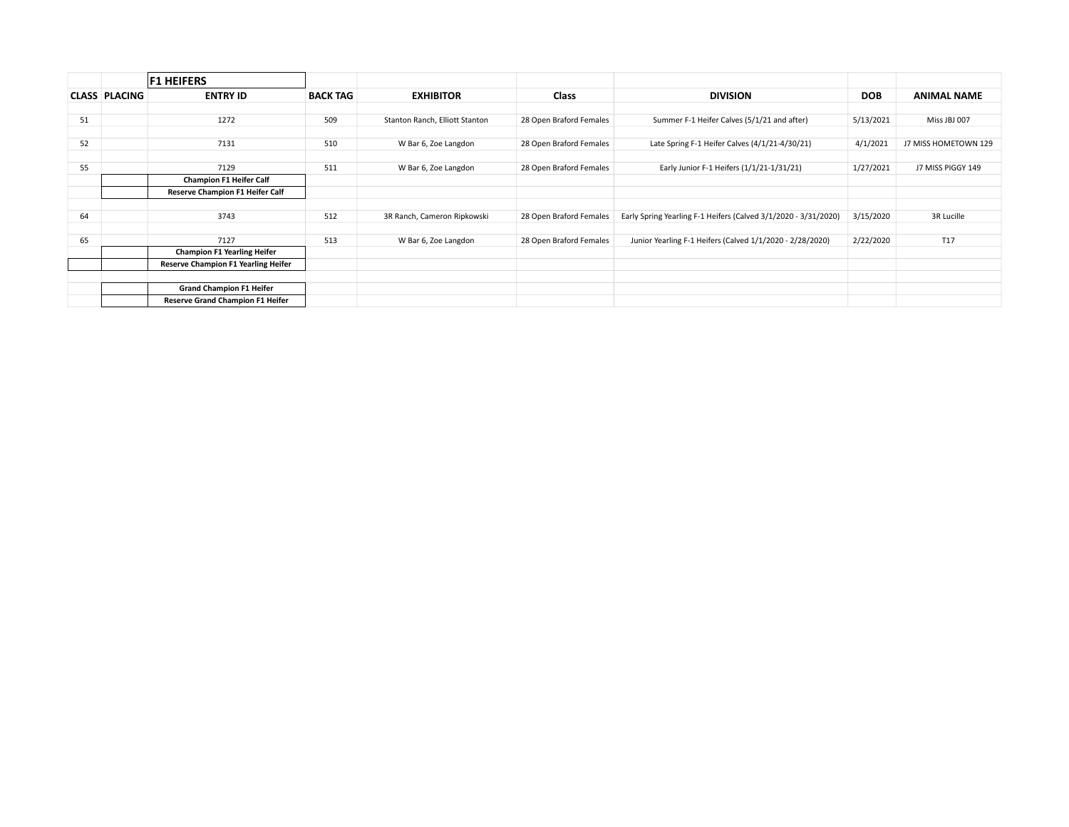| | | F1 HEIFERS | | | | | | |
|---|---|---|---|---|---|---|---|---|
| **CLASS** | **PLACING** | **ENTRY ID** | **BACK TAG** | **EXHIBITOR** | **Class** | **DIVISION** | **DOB** | **ANIMAL NAME** |
| 51 | | 1272 | 509 | Stanton Ranch, Elliott Stanton | 28 Open Braford Females | Summer F-1 Heifer Calves (5/1/21 and after) | 5/13/2021 | Miss JBJ 007 |
| 52 | | 7131 | 510 | W Bar 6, Zoe Langdon | 28 Open Braford Females | Late Spring F-1 Heifer Calves (4/1/21-4/30/21) | 4/1/2021 | J7 MISS HOMETOWN 129 |
| 55 | | 7129 | 511 | W Bar 6, Zoe Langdon | 28 Open Braford Females | Early Junior F-1 Heifers (1/1/21-1/31/21) | 1/27/2021 | J7 MISS PIGGY 149 |
| | | **Champion F1 Heifer Calf** | | | | | | |
| | | **Reserve Champion F1 Heifer Calf** | | | | | | |
| 64 | | 3743 | 512 | 3R Ranch, Cameron Ripkowski | 28 Open Braford Females | Early Spring Yearling F-1 Heifers (Calved 3/1/2020 - 3/31/2020) | 3/15/2020 | 3R Lucille |
| 65 | | 7127 | 513 | W Bar 6, Zoe Langdon | 28 Open Braford Females | Junior Yearling F-1 Heifers (Calved 1/1/2020 - 2/28/2020) | 2/22/2020 | T17 |
| | | **Champion F1 Yearling Heifer** | | | | | | |
| | | **Reserve Champion F1 Yearling Heifer** | | | | | | |
| | | **Grand Champion F1 Heifer** | | | | | | |
| | | **Reserve Grand Champion F1 Heifer** | | | | | | |